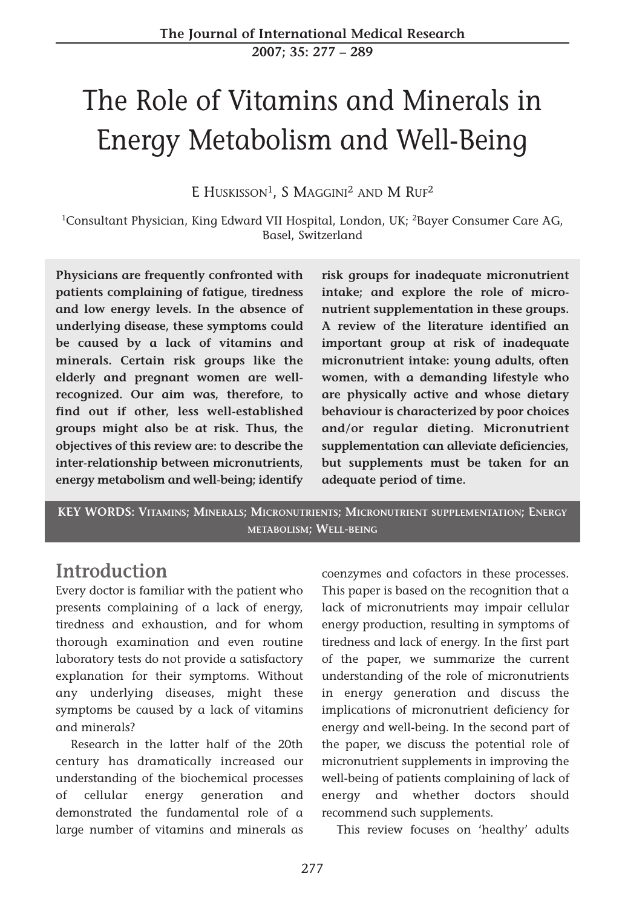# The Role of Vitamins and Minerals in Energy Metabolism and Well-Being

E Huskisson[1], S Maggini[2] and M Ruf[2]

[1]Consultant Physician, King Edward VII Hospital, London, UK; [2]Bayer Consumer Care AG, Basel, Switzerland

**Physicians are frequently confronted with patients complaining of fatigue, tiredness and low energy levels. In the absence of underlying disease, these symptoms could be caused by a lack of vitamins and minerals. Certain risk groups like the elderly and pregnant women are well-recognized. Our aim was, therefore, to find out if other, less well-established groups might also be at risk. Thus, the objectives of this review are: to describe the inter-relationship between micronutrients, energy metabolism and well-being; identify risk groups for inadequate micronutrient intake; and explore the role of micronutrient supplementation in these groups. A review of the literature identified an important group at risk of inadequate micronutrient intake: young adults, often women, with a demanding lifestyle who are physically active and whose dietary behaviour is characterized by poor choices and/or regular dieting. Micronutrient supplementation can alleviate deficiencies, but supplements must be taken for an adequate period of time.**

**KEY WORDS:** Vitamins; Minerals; Micronutrients; Micronutrient supplementation; Energy metabolism; Well-being

## Introduction

Every doctor is familiar with the patient who presents complaining of a lack of energy, tiredness and exhaustion, and for whom thorough examination and even routine laboratory tests do not provide a satisfactory explanation for their symptoms. Without any underlying diseases, might these symptoms be caused by a lack of vitamins and minerals?

Research in the latter half of the 20th century has dramatically increased our understanding of the biochemical processes of cellular energy generation and demonstrated the fundamental role of a large number of vitamins and minerals as coenzymes and cofactors in these processes. This paper is based on the recognition that a lack of micronutrients may impair cellular energy production, resulting in symptoms of tiredness and lack of energy. In the first part of the paper, we summarize the current understanding of the role of micronutrients in energy generation and discuss the implications of micronutrient deficiency for energy and well-being. In the second part of the paper, we discuss the potential role of micronutrient supplements in improving the well-being of patients complaining of lack of energy and whether doctors should recommend such supplements.

This review focuses on 'healthy' adults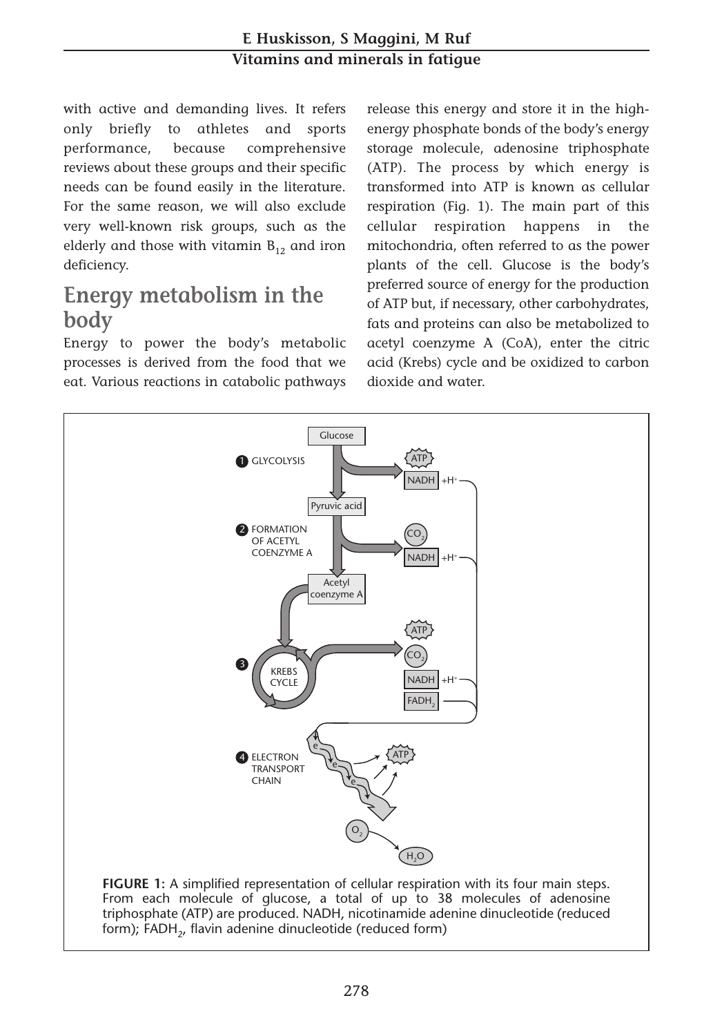with active and demanding lives. It refers only briefly to athletes and sports performance, because comprehensive reviews about these groups and their specific needs can be found easily in the literature. For the same reason, we will also exclude very well-known risk groups, such as the elderly and those with vitamin $B_{12}$ and iron deficiency.

## Energy metabolism in the body

Energy to power the body's metabolic processes is derived from the food that we eat. Various reactions in catabolic pathways release this energy and store it in the high-energy phosphate bonds of the body's energy storage molecule, adenosine triphosphate (ATP). The process by which energy is transformed into ATP is known as cellular respiration (Fig. 1). The main part of this cellular respiration happens in the mitochondria, often referred to as the power plants of the cell. Glucose is the body's preferred source of energy for the production of ATP but, if necessary, other carbohydrates, fats and proteins can also be metabolized to acetyl coenzyme A (CoA), enter the citric acid (Krebs) cycle and be oxidized to carbon dioxide and water.

**FIGURE 1:** A simplified representation of cellular respiration with its four main steps. From each molecule of glucose, a total of up to 38 molecules of adenosine triphosphate (ATP) are produced. NADH, nicotinamide adenine dinucleotide (reduced form); $FADH_2$, flavin adenine dinucleotide (reduced form)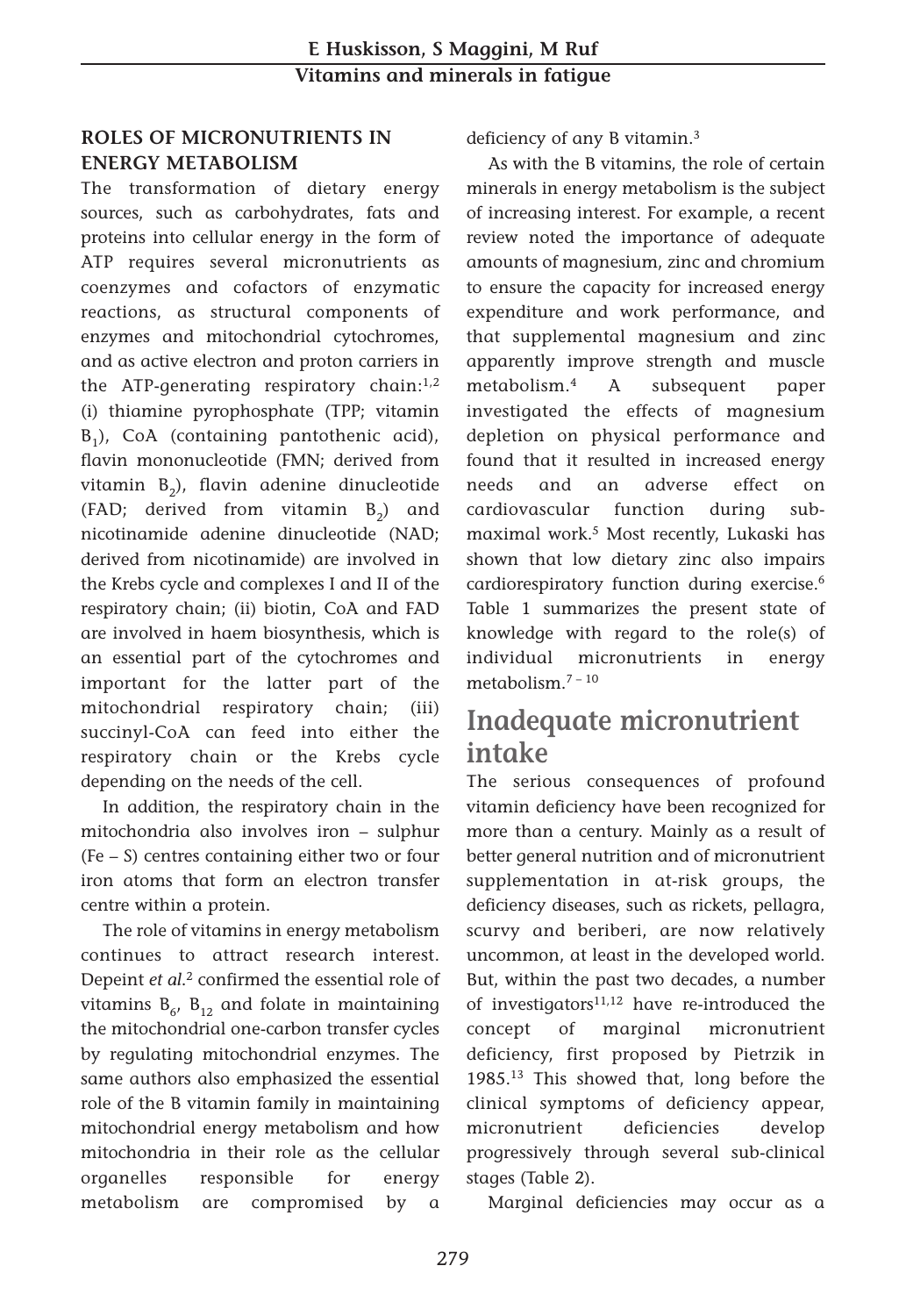### ROLES OF MICRONUTRIENTS IN ENERGY METABOLISM

The transformation of dietary energy sources, such as carbohydrates, fats and proteins into cellular energy in the form of ATP requires several micronutrients as coenzymes and cofactors of enzymatic reactions, as structural components of enzymes and mitochondrial cytochromes, and as active electron and proton carriers in the ATP-generating respiratory chain:[1,2] (i) thiamine pyrophosphate (TPP; vitamin $B_1$), CoA (containing pantothenic acid), flavin mononucleotide (FMN; derived from vitamin $B_2$), flavin adenine dinucleotide (FAD; derived from vitamin $B_2$) and nicotinamide adenine dinucleotide (NAD; derived from nicotinamide) are involved in the Krebs cycle and complexes I and II of the respiratory chain; (ii) biotin, CoA and FAD are involved in haem biosynthesis, which is an essential part of the cytochromes and important for the latter part of the mitochondrial respiratory chain; (iii) succinyl-CoA can feed into either the respiratory chain or the Krebs cycle depending on the needs of the cell.

In addition, the respiratory chain in the mitochondria also involves iron – sulphur (Fe – S) centres containing either two or four iron atoms that form an electron transfer centre within a protein.

The role of vitamins in energy metabolism continues to attract research interest. Depeint *et al.*[2] confirmed the essential role of vitamins $B_6$, $B_{12}$ and folate in maintaining the mitochondrial one-carbon transfer cycles by regulating mitochondrial enzymes. The same authors also emphasized the essential role of the B vitamin family in maintaining mitochondrial energy metabolism and how mitochondria in their role as the cellular organelles responsible for energy metabolism are compromised by a deficiency of any B vitamin.[3]

As with the B vitamins, the role of certain minerals in energy metabolism is the subject of increasing interest. For example, a recent review noted the importance of adequate amounts of magnesium, zinc and chromium to ensure the capacity for increased energy expenditure and work performance, and that supplemental magnesium and zinc apparently improve strength and muscle metabolism.[4] A subsequent paper investigated the effects of magnesium depletion on physical performance and found that it resulted in increased energy needs and an adverse effect on cardiovascular function during sub-maximal work.[5] Most recently, Lukaski has shown that low dietary zinc also impairs cardiorespiratory function during exercise.[6] Table 1 summarizes the present state of knowledge with regard to the role(s) of individual micronutrients in energy metabolism.[7 – 10]

## Inadequate micronutrient intake

The serious consequences of profound vitamin deficiency have been recognized for more than a century. Mainly as a result of better general nutrition and of micronutrient supplementation in at-risk groups, the deficiency diseases, such as rickets, pellagra, scurvy and beriberi, are now relatively uncommon, at least in the developed world. But, within the past two decades, a number of investigators[11,12] have re-introduced the concept of marginal micronutrient deficiency, first proposed by Pietrzik in 1985.[13] This showed that, long before the clinical symptoms of deficiency appear, micronutrient deficiencies develop progressively through several sub-clinical stages (Table 2).

Marginal deficiencies may occur as a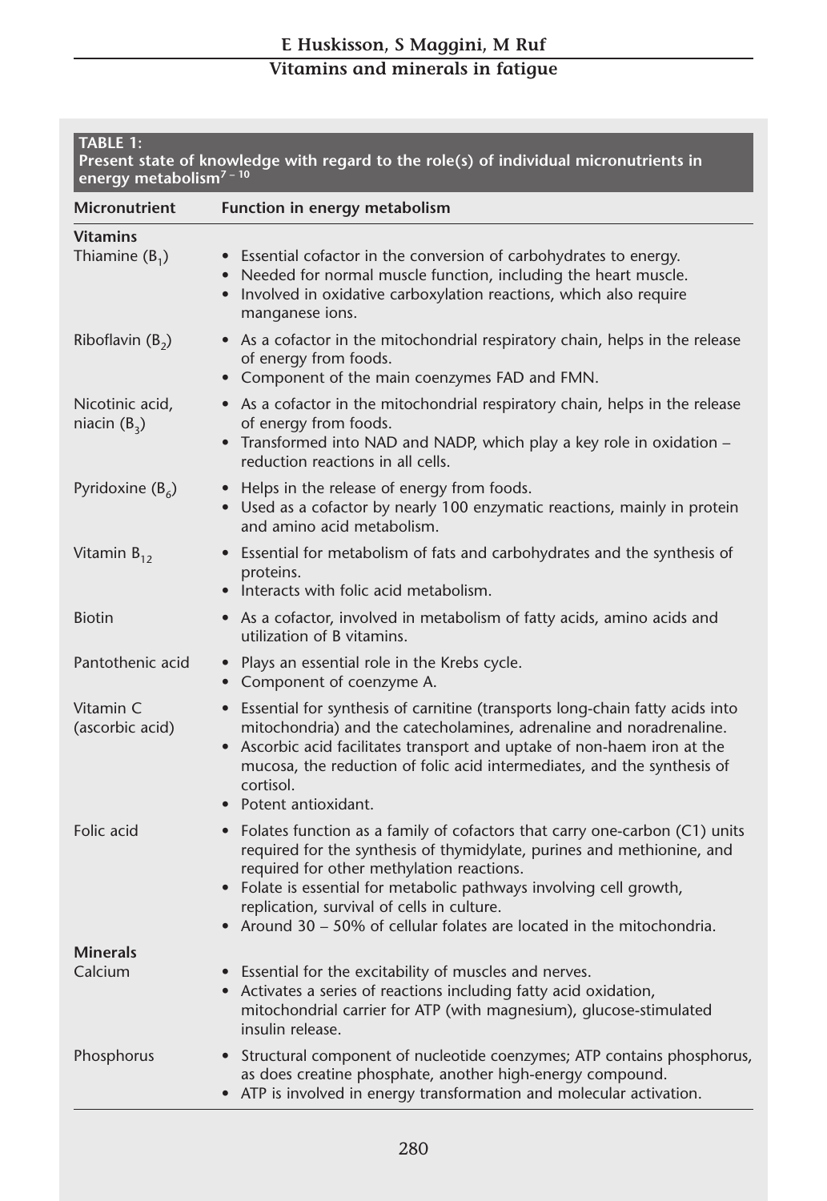**TABLE 1: Present state of knowledge with regard to the role(s) of individual micronutrients in energy metabolism[7–10]**

| Micronutrient | Function in energy metabolism |
|---|---|
| **Vitamins** | |
| Thiamine ($B_1$) | • Essential cofactor in the conversion of carbohydrates to energy.<br>• Needed for normal muscle function, including the heart muscle.<br>• Involved in oxidative carboxylation reactions, which also require manganese ions. |
| Riboflavin ($B_2$) | • As a cofactor in the mitochondrial respiratory chain, helps in the release of energy from foods.<br>• Component of the main coenzymes FAD and FMN. |
| Nicotinic acid, niacin ($B_3$) | • As a cofactor in the mitochondrial respiratory chain, helps in the release of energy from foods.<br>• Transformed into NAD and NADP, which play a key role in oxidation – reduction reactions in all cells. |
| Pyridoxine ($B_6$) | • Helps in the release of energy from foods.<br>• Used as a cofactor by nearly 100 enzymatic reactions, mainly in protein and amino acid metabolism. |
| Vitamin $B_{12}$ | • Essential for metabolism of fats and carbohydrates and the synthesis of proteins.<br>• Interacts with folic acid metabolism. |
| Biotin | • As a cofactor, involved in metabolism of fatty acids, amino acids and utilization of B vitamins. |
| Pantothenic acid | • Plays an essential role in the Krebs cycle.<br>• Component of coenzyme A. |
| Vitamin C (ascorbic acid) | • Essential for synthesis of carnitine (transports long-chain fatty acids into mitochondria) and the catecholamines, adrenaline and noradrenaline.<br>• Ascorbic acid facilitates transport and uptake of non-haem iron at the mucosa, the reduction of folic acid intermediates, and the synthesis of cortisol.<br>• Potent antioxidant. |
| Folic acid | • Folates function as a family of cofactors that carry one-carbon (C1) units required for the synthesis of thymidylate, purines and methionine, and required for other methylation reactions.<br>• Folate is essential for metabolic pathways involving cell growth, replication, survival of cells in culture.<br>• Around 30 – 50% of cellular folates are located in the mitochondria. |
| **Minerals** | |
| Calcium | • Essential for the excitability of muscles and nerves.<br>• Activates a series of reactions including fatty acid oxidation, mitochondrial carrier for ATP (with magnesium), glucose-stimulated insulin release. |
| Phosphorus | • Structural component of nucleotide coenzymes; ATP contains phosphorus, as does creatine phosphate, another high-energy compound.<br>• ATP is involved in energy transformation and molecular activation. |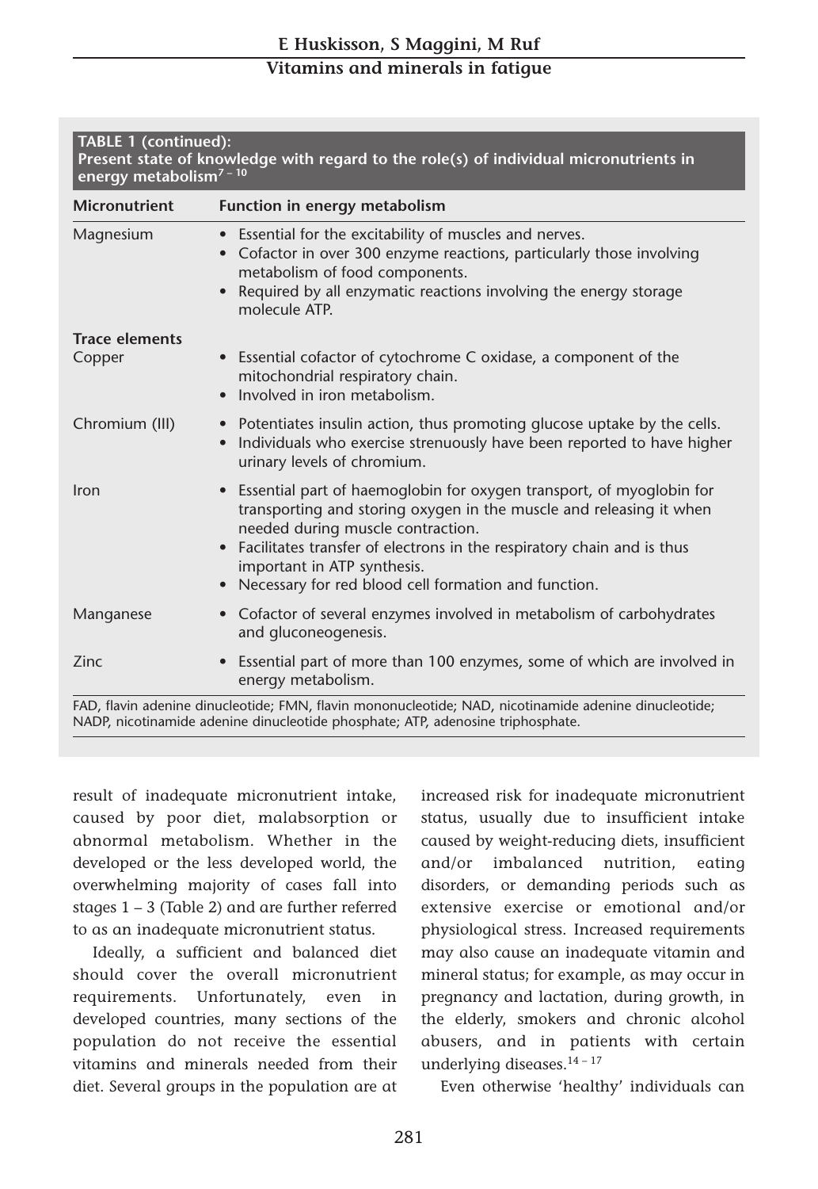**TABLE 1 (continued): Present state of knowledge with regard to the role(s) of individual micronutrients in energy metabolism[7–10]**

| Micronutrient | Function in energy metabolism |
|---|---|
| Magnesium | • Essential for the excitability of muscles and nerves. • Cofactor in over 300 enzyme reactions, particularly those involving metabolism of food components. • Required by all enzymatic reactions involving the energy storage molecule ATP. |
| **Trace elements** | |
| Copper | • Essential cofactor of cytochrome C oxidase, a component of the mitochondrial respiratory chain. • Involved in iron metabolism. |
| Chromium (III) | • Potentiates insulin action, thus promoting glucose uptake by the cells. • Individuals who exercise strenuously have been reported to have higher urinary levels of chromium. |
| Iron | • Essential part of haemoglobin for oxygen transport, of myoglobin for transporting and storing oxygen in the muscle and releasing it when needed during muscle contraction. • Facilitates transfer of electrons in the respiratory chain and is thus important in ATP synthesis. • Necessary for red blood cell formation and function. |
| Manganese | • Cofactor of several enzymes involved in metabolism of carbohydrates and gluconeogenesis. |
| Zinc | • Essential part of more than 100 enzymes, some of which are involved in energy metabolism. |

FAD, flavin adenine dinucleotide; FMN, flavin mononucleotide; NAD, nicotinamide adenine dinucleotide; NADP, nicotinamide adenine dinucleotide phosphate; ATP, adenosine triphosphate.

result of inadequate micronutrient intake, caused by poor diet, malabsorption or abnormal metabolism. Whether in the developed or the less developed world, the overwhelming majority of cases fall into stages 1 – 3 (Table 2) and are further referred to as an inadequate micronutrient status.

Ideally, a sufficient and balanced diet should cover the overall micronutrient requirements. Unfortunately, even in developed countries, many sections of the population do not receive the essential vitamins and minerals needed from their diet. Several groups in the population are at increased risk for inadequate micronutrient status, usually due to insufficient intake caused by weight-reducing diets, insufficient and/or imbalanced nutrition, eating disorders, or demanding periods such as extensive exercise or emotional and/or physiological stress. Increased requirements may also cause an inadequate vitamin and mineral status; for example, as may occur in pregnancy and lactation, during growth, in the elderly, smokers and chronic alcohol abusers, and in patients with certain underlying diseases.[14–17]

Even otherwise 'healthy' individuals can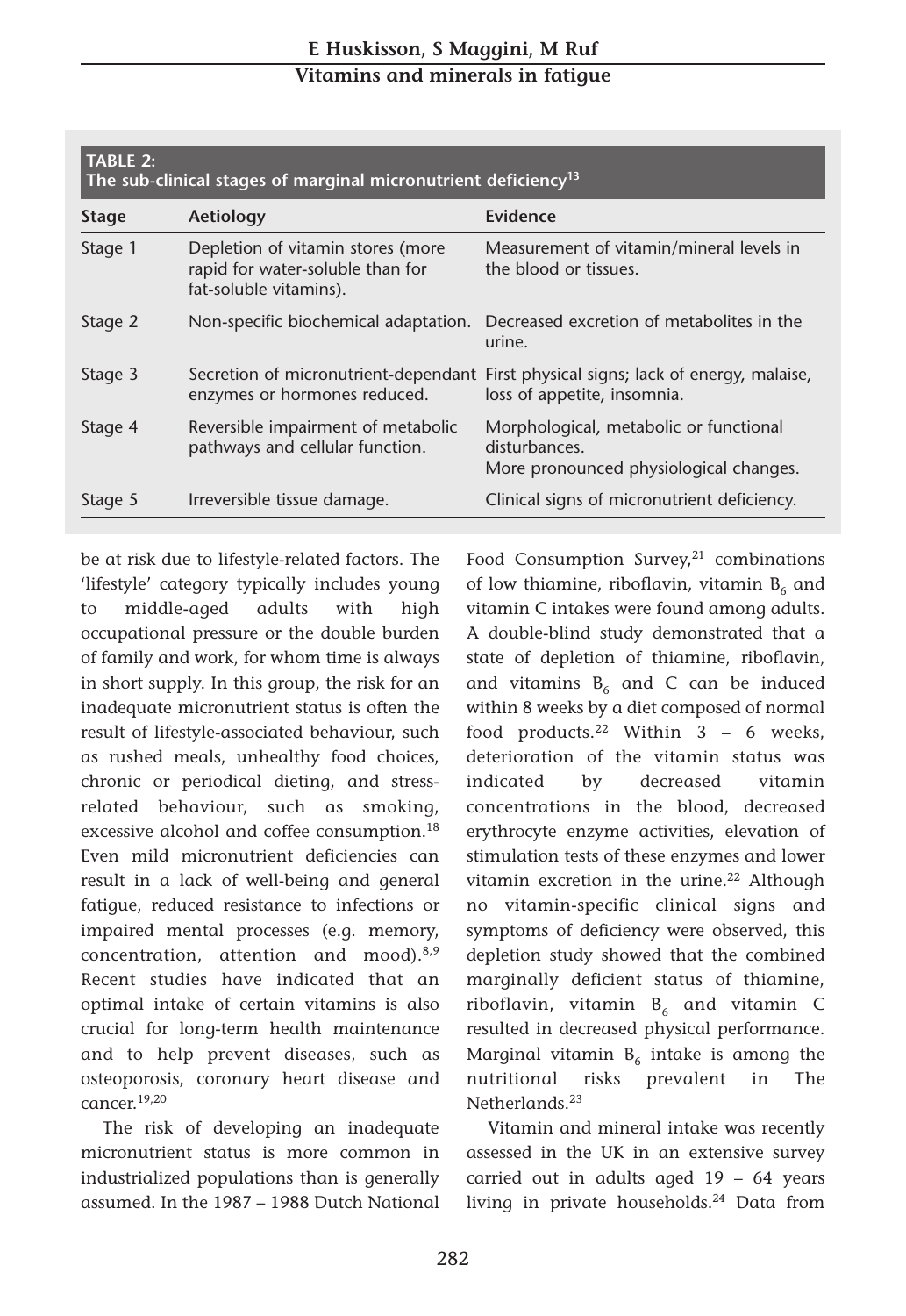**TABLE 2:**
**The sub-clinical stages of marginal micronutrient deficiency[13]**

| Stage | Aetiology | Evidence |
|---|---|---|
| Stage 1 | Depletion of vitamin stores (more rapid for water-soluble than for fat-soluble vitamins). | Measurement of vitamin/mineral levels in the blood or tissues. |
| Stage 2 | Non-specific biochemical adaptation. | Decreased excretion of metabolites in the urine. |
| Stage 3 | Secretion of micronutrient-dependant enzymes or hormones reduced. | First physical signs; lack of energy, malaise, loss of appetite, insomnia. |
| Stage 4 | Reversible impairment of metabolic pathways and cellular function. | Morphological, metabolic or functional disturbances. More pronounced physiological changes. |
| Stage 5 | Irreversible tissue damage. | Clinical signs of micronutrient deficiency. |

be at risk due to lifestyle-related factors. The 'lifestyle' category typically includes young to middle-aged adults with high occupational pressure or the double burden of family and work, for whom time is always in short supply. In this group, the risk for an inadequate micronutrient status is often the result of lifestyle-associated behaviour, such as rushed meals, unhealthy food choices, chronic or periodical dieting, and stress-related behaviour, such as smoking, excessive alcohol and coffee consumption.[18] Even mild micronutrient deficiencies can result in a lack of well-being and general fatigue, reduced resistance to infections or impaired mental processes (e.g. memory, concentration, attention and mood).[8,9] Recent studies have indicated that an optimal intake of certain vitamins is also crucial for long-term health maintenance and to help prevent diseases, such as osteoporosis, coronary heart disease and cancer.[19,20]

The risk of developing an inadequate micronutrient status is more common in industrialized populations than is generally assumed. In the 1987 – 1988 Dutch National Food Consumption Survey,[21] combinations of low thiamine, riboflavin, vitamin $B_6$ and vitamin C intakes were found among adults. A double-blind study demonstrated that a state of depletion of thiamine, riboflavin, and vitamins $B_6$ and C can be induced within 8 weeks by a diet composed of normal food products.[22] Within 3 – 6 weeks, deterioration of the vitamin status was indicated by decreased vitamin concentrations in the blood, decreased erythrocyte enzyme activities, elevation of stimulation tests of these enzymes and lower vitamin excretion in the urine.[22] Although no vitamin-specific clinical signs and symptoms of deficiency were observed, this depletion study showed that the combined marginally deficient status of thiamine, riboflavin, vitamin $B_6$ and vitamin C resulted in decreased physical performance. Marginal vitamin $B_6$ intake is among the nutritional risks prevalent in The Netherlands.[23]

Vitamin and mineral intake was recently assessed in the UK in an extensive survey carried out in adults aged 19 – 64 years living in private households.[24] Data from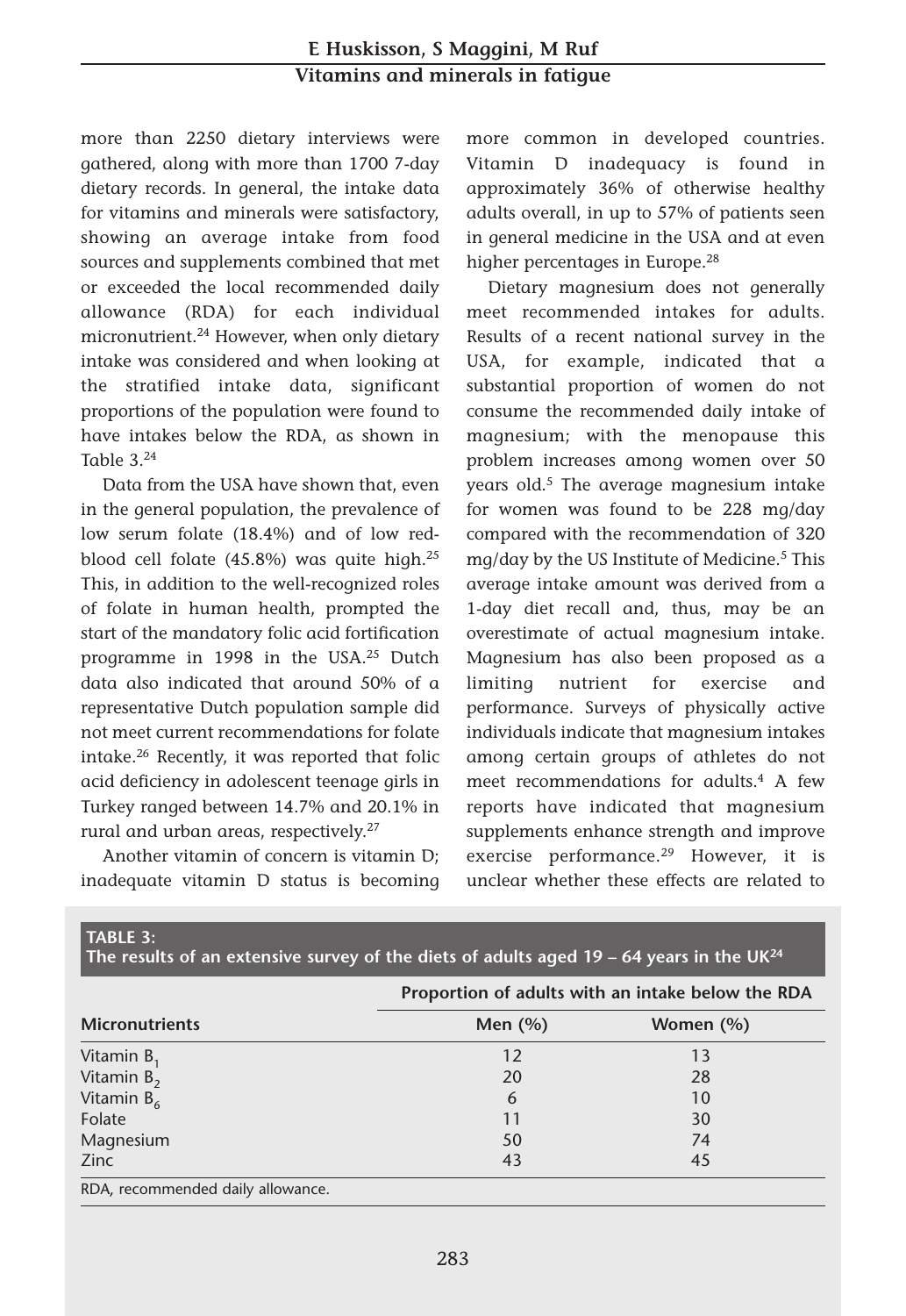more than 2250 dietary interviews were gathered, along with more than 1700 7-day dietary records. In general, the intake data for vitamins and minerals were satisfactory, showing an average intake from food sources and supplements combined that met or exceeded the local recommended daily allowance (RDA) for each individual micronutrient.[24] However, when only dietary intake was considered and when looking at the stratified intake data, significant proportions of the population were found to have intakes below the RDA, as shown in Table 3.[24]

Data from the USA have shown that, even in the general population, the prevalence of low serum folate (18.4%) and of low red-blood cell folate (45.8%) was quite high.[25] This, in addition to the well-recognized roles of folate in human health, prompted the start of the mandatory folic acid fortification programme in 1998 in the USA.[25] Dutch data also indicated that around 50% of a representative Dutch population sample did not meet current recommendations for folate intake.[26] Recently, it was reported that folic acid deficiency in adolescent teenage girls in Turkey ranged between 14.7% and 20.1% in rural and urban areas, respectively.[27]

Another vitamin of concern is vitamin D; inadequate vitamin D status is becoming more common in developed countries. Vitamin D inadequacy is found in approximately 36% of otherwise healthy adults overall, in up to 57% of patients seen in general medicine in the USA and at even higher percentages in Europe.[28]

Dietary magnesium does not generally meet recommended intakes for adults. Results of a recent national survey in the USA, for example, indicated that a substantial proportion of women do not consume the recommended daily intake of magnesium; with the menopause this problem increases among women over 50 years old.[5] The average magnesium intake for women was found to be 228 mg/day compared with the recommendation of 320 mg/day by the US Institute of Medicine.[5] This average intake amount was derived from a 1-day diet recall and, thus, may be an overestimate of actual magnesium intake. Magnesium has also been proposed as a limiting nutrient for exercise and performance. Surveys of physically active individuals indicate that magnesium intakes among certain groups of athletes do not meet recommendations for adults.[4] A few reports have indicated that magnesium supplements enhance strength and improve exercise performance.[29] However, it is unclear whether these effects are related to

**TABLE 3:**
**The results of an extensive survey of the diets of adults aged 19 – 64 years in the UK[24]**

| | Proportion of adults with an intake below the RDA | |
|---|---|---|
| **Micronutrients** | **Men (%)** | **Women (%)** |
| Vitamin $B_1$ | 12 | 13 |
| Vitamin $B_2$ | 20 | 28 |
| Vitamin $B_6$ | 6 | 10 |
| Folate | 11 | 30 |
| Magnesium | 50 | 74 |
| Zinc | 43 | 45 |

RDA, recommended daily allowance.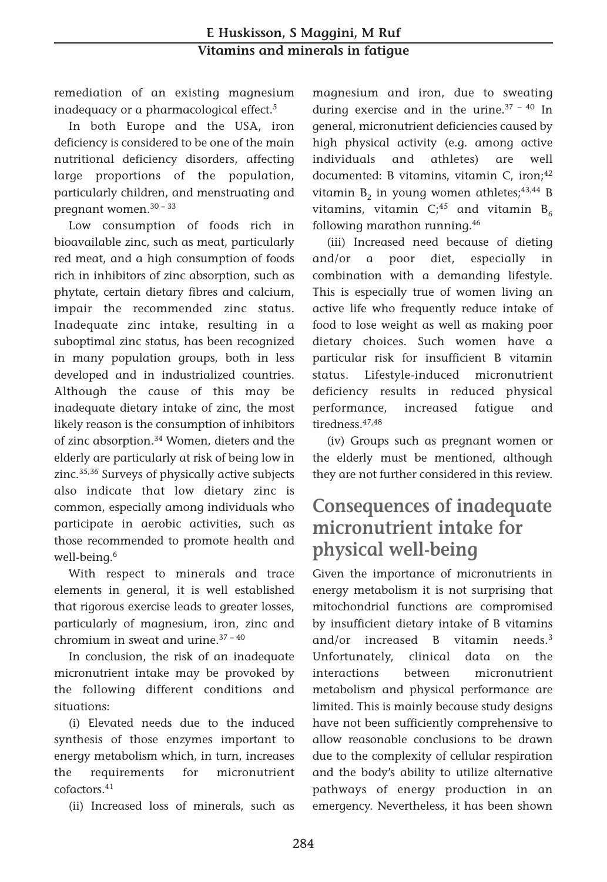remediation of an existing magnesium inadequacy or a pharmacological effect.[5]

In both Europe and the USA, iron deficiency is considered to be one of the main nutritional deficiency disorders, affecting large proportions of the population, particularly children, and menstruating and pregnant women.[30–33]

Low consumption of foods rich in bioavailable zinc, such as meat, particularly red meat, and a high consumption of foods rich in inhibitors of zinc absorption, such as phytate, certain dietary fibres and calcium, impair the recommended zinc status. Inadequate zinc intake, resulting in a suboptimal zinc status, has been recognized in many population groups, both in less developed and in industrialized countries. Although the cause of this may be inadequate dietary intake of zinc, the most likely reason is the consumption of inhibitors of zinc absorption.[34] Women, dieters and the elderly are particularly at risk of being low in zinc.[35,36] Surveys of physically active subjects also indicate that low dietary zinc is common, especially among individuals who participate in aerobic activities, such as those recommended to promote health and well-being.[6]

With respect to minerals and trace elements in general, it is well established that rigorous exercise leads to greater losses, particularly of magnesium, iron, zinc and chromium in sweat and urine.[37–40]

In conclusion, the risk of an inadequate micronutrient intake may be provoked by the following different conditions and situations:

(i) Elevated needs due to the induced synthesis of those enzymes important to energy metabolism which, in turn, increases the requirements for micronutrient cofactors.[41]

(ii) Increased loss of minerals, such as magnesium and iron, due to sweating during exercise and in the urine.[37–40] In general, micronutrient deficiencies caused by high physical activity (e.g. among active individuals and athletes) are well documented: B vitamins, vitamin C, iron;[42] vitamin $B_2$ in young women athletes;[43,44] B vitamins, vitamin C;[45] and vitamin $B_6$ following marathon running.[46]

(iii) Increased need because of dieting and/or a poor diet, especially in combination with a demanding lifestyle. This is especially true of women living an active life who frequently reduce intake of food to lose weight as well as making poor dietary choices. Such women have a particular risk for insufficient B vitamin status. Lifestyle-induced micronutrient deficiency results in reduced physical performance, increased fatigue and tiredness.[47,48]

(iv) Groups such as pregnant women or the elderly must be mentioned, although they are not further considered in this review.

## Consequences of inadequate micronutrient intake for physical well-being

Given the importance of micronutrients in energy metabolism it is not surprising that mitochondrial functions are compromised by insufficient dietary intake of B vitamins and/or increased B vitamin needs.[3] Unfortunately, clinical data on the interactions between micronutrient metabolism and physical performance are limited. This is mainly because study designs have not been sufficiently comprehensive to allow reasonable conclusions to be drawn due to the complexity of cellular respiration and the body's ability to utilize alternative pathways of energy production in an emergency. Nevertheless, it has been shown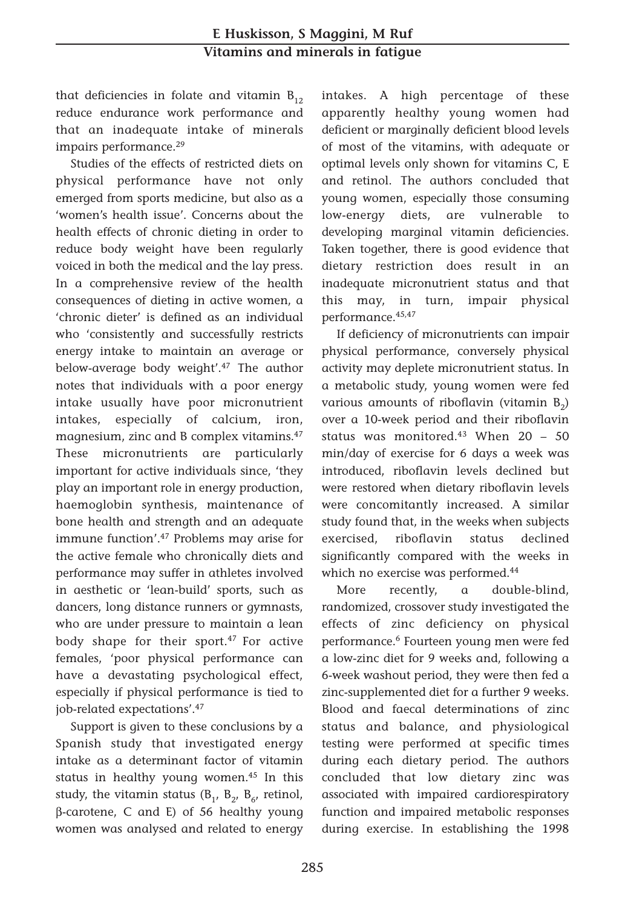that deficiencies in folate and vitamin $B_{12}$ reduce endurance work performance and that an inadequate intake of minerals impairs performance.[29]

Studies of the effects of restricted diets on physical performance have not only emerged from sports medicine, but also as a 'women's health issue'. Concerns about the health effects of chronic dieting in order to reduce body weight have been regularly voiced in both the medical and the lay press. In a comprehensive review of the health consequences of dieting in active women, a 'chronic dieter' is defined as an individual who 'consistently and successfully restricts energy intake to maintain an average or below-average body weight'.[47] The author notes that individuals with a poor energy intake usually have poor micronutrient intakes, especially of calcium, iron, magnesium, zinc and B complex vitamins.[47] These micronutrients are particularly important for active individuals since, 'they play an important role in energy production, haemoglobin synthesis, maintenance of bone health and strength and an adequate immune function'.[47] Problems may arise for the active female who chronically diets and performance may suffer in athletes involved in aesthetic or 'lean-build' sports, such as dancers, long distance runners or gymnasts, who are under pressure to maintain a lean body shape for their sport.[47] For active females, 'poor physical performance can have a devastating psychological effect, especially if physical performance is tied to job-related expectations'.[47]

Support is given to these conclusions by a Spanish study that investigated energy intake as a determinant factor of vitamin status in healthy young women.[45] In this study, the vitamin status ($B_1$, $B_2$, $B_6$, retinol, β-carotene, C and E) of 56 healthy young women was analysed and related to energy intakes. A high percentage of these apparently healthy young women had deficient or marginally deficient blood levels of most of the vitamins, with adequate or optimal levels only shown for vitamins C, E and retinol. The authors concluded that young women, especially those consuming low-energy diets, are vulnerable to developing marginal vitamin deficiencies. Taken together, there is good evidence that dietary restriction does result in an inadequate micronutrient status and that this may, in turn, impair physical performance.[45,47]

If deficiency of micronutrients can impair physical performance, conversely physical activity may deplete micronutrient status. In a metabolic study, young women were fed various amounts of riboflavin (vitamin $B_2$) over a 10-week period and their riboflavin status was monitored.[43] When 20 – 50 min/day of exercise for 6 days a week was introduced, riboflavin levels declined but were restored when dietary riboflavin levels were concomitantly increased. A similar study found that, in the weeks when subjects exercised, riboflavin status declined significantly compared with the weeks in which no exercise was performed.[44]

More recently, a double-blind, randomized, crossover study investigated the effects of zinc deficiency on physical performance.[6] Fourteen young men were fed a low-zinc diet for 9 weeks and, following a 6-week washout period, they were then fed a zinc-supplemented diet for a further 9 weeks. Blood and faecal determinations of zinc status and balance, and physiological testing were performed at specific times during each dietary period. The authors concluded that low dietary zinc was associated with impaired cardiorespiratory function and impaired metabolic responses during exercise. In establishing the 1998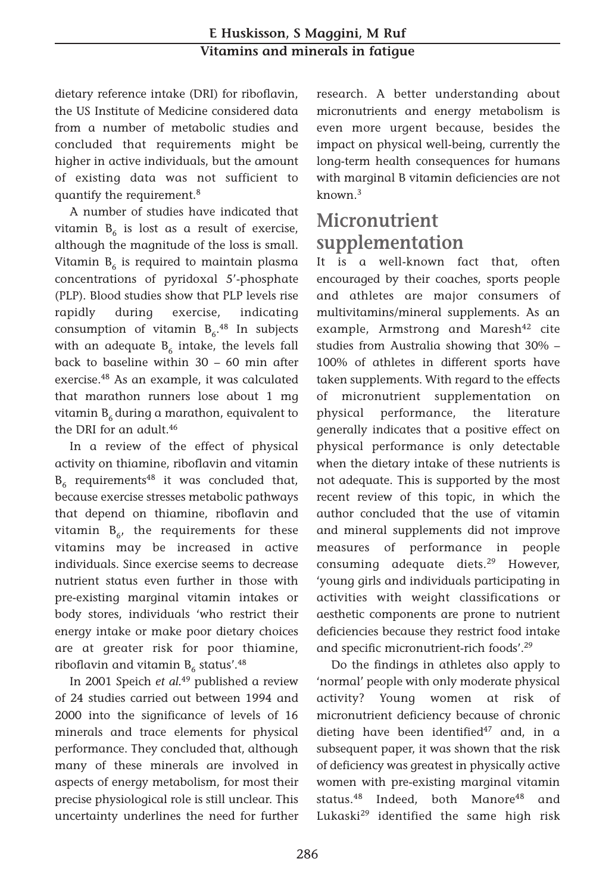dietary reference intake (DRI) for riboflavin, the US Institute of Medicine considered data from a number of metabolic studies and concluded that requirements might be higher in active individuals, but the amount of existing data was not sufficient to quantify the requirement.[8]

A number of studies have indicated that vitamin $B_6$ is lost as a result of exercise, although the magnitude of the loss is small. Vitamin $B_6$ is required to maintain plasma concentrations of pyridoxal 5′-phosphate (PLP). Blood studies show that PLP levels rise rapidly during exercise, indicating consumption of vitamin $B_6$.[48] In subjects with an adequate $B_6$ intake, the levels fall back to baseline within 30 – 60 min after exercise.[48] As an example, it was calculated that marathon runners lose about 1 mg vitamin $B_6$ during a marathon, equivalent to the DRI for an adult.[46]

In a review of the effect of physical activity on thiamine, riboflavin and vitamin $B_6$ requirements[48] it was concluded that, because exercise stresses metabolic pathways that depend on thiamine, riboflavin and vitamin $B_6$, the requirements for these vitamins may be increased in active individuals. Since exercise seems to decrease nutrient status even further in those with pre-existing marginal vitamin intakes or body stores, individuals 'who restrict their energy intake or make poor dietary choices are at greater risk for poor thiamine, riboflavin and vitamin $B_6$ status'.[48]

In 2001 Speich *et al.*[49] published a review of 24 studies carried out between 1994 and 2000 into the significance of levels of 16 minerals and trace elements for physical performance. They concluded that, although many of these minerals are involved in aspects of energy metabolism, for most their precise physiological role is still unclear. This uncertainty underlines the need for further research. A better understanding about micronutrients and energy metabolism is even more urgent because, besides the impact on physical well-being, currently the long-term health consequences for humans with marginal B vitamin deficiencies are not known.[3]

## Micronutrient supplementation

It is a well-known fact that, often encouraged by their coaches, sports people and athletes are major consumers of multivitamins/mineral supplements. As an example, Armstrong and Maresh[42] cite studies from Australia showing that 30% – 100% of athletes in different sports have taken supplements. With regard to the effects of micronutrient supplementation on physical performance, the literature generally indicates that a positive effect on physical performance is only detectable when the dietary intake of these nutrients is not adequate. This is supported by the most recent review of this topic, in which the author concluded that the use of vitamin and mineral supplements did not improve measures of performance in people consuming adequate diets.[29] However, 'young girls and individuals participating in activities with weight classifications or aesthetic components are prone to nutrient deficiencies because they restrict food intake and specific micronutrient-rich foods'.[29]

Do the findings in athletes also apply to 'normal' people with only moderate physical activity? Young women at risk of micronutrient deficiency because of chronic dieting have been identified[47] and, in a subsequent paper, it was shown that the risk of deficiency was greatest in physically active women with pre-existing marginal vitamin status.[48] Indeed, both Manore[48] and Lukaski[29] identified the same high risk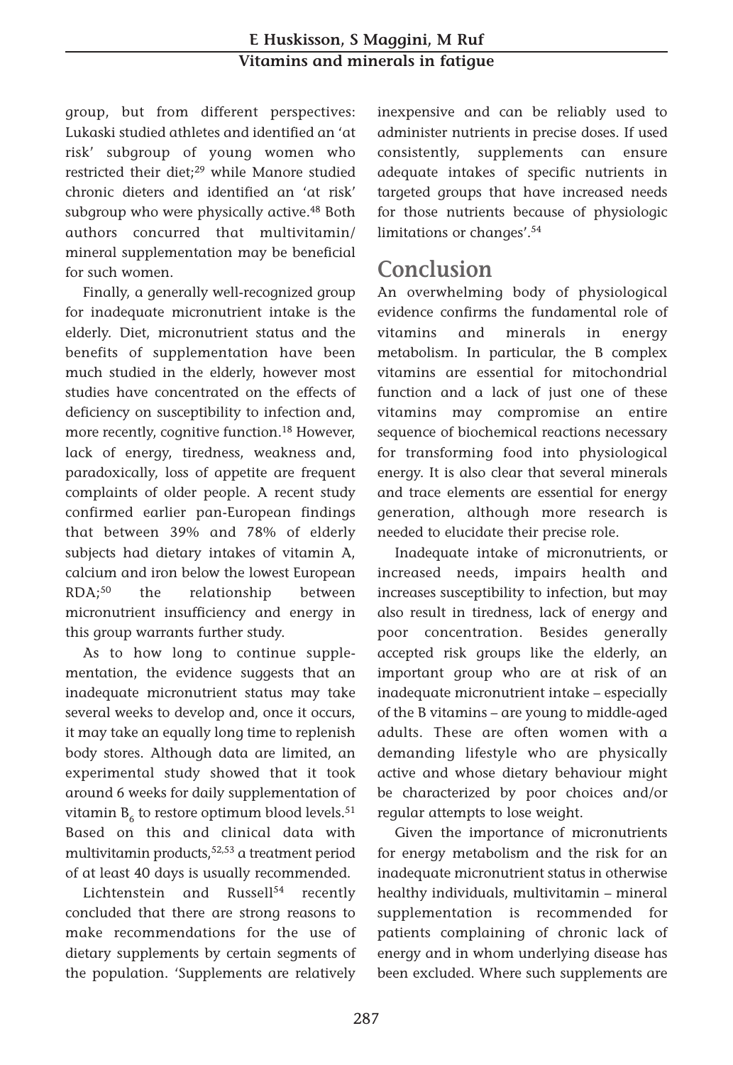group, but from different perspectives: Lukaski studied athletes and identified an 'at risk' subgroup of young women who restricted their diet;[29] while Manore studied chronic dieters and identified an 'at risk' subgroup who were physically active.[48] Both authors concurred that multivitamin/mineral supplementation may be beneficial for such women.

Finally, a generally well-recognized group for inadequate micronutrient intake is the elderly. Diet, micronutrient status and the benefits of supplementation have been much studied in the elderly, however most studies have concentrated on the effects of deficiency on susceptibility to infection and, more recently, cognitive function.[18] However, lack of energy, tiredness, weakness and, paradoxically, loss of appetite are frequent complaints of older people. A recent study confirmed earlier pan-European findings that between 39% and 78% of elderly subjects had dietary intakes of vitamin A, calcium and iron below the lowest European RDA;[50] the relationship between micronutrient insufficiency and energy in this group warrants further study.

As to how long to continue supplementation, the evidence suggests that an inadequate micronutrient status may take several weeks to develop and, once it occurs, it may take an equally long time to replenish body stores. Although data are limited, an experimental study showed that it took around 6 weeks for daily supplementation of vitamin $B_6$ to restore optimum blood levels.[51] Based on this and clinical data with multivitamin products,[52,53] a treatment period of at least 40 days is usually recommended.

Lichtenstein and Russell[54] recently concluded that there are strong reasons to make recommendations for the use of dietary supplements by certain segments of the population. 'Supplements are relatively inexpensive and can be reliably used to administer nutrients in precise doses. If used consistently, supplements can ensure adequate intakes of specific nutrients in targeted groups that have increased needs for those nutrients because of physiologic limitations or changes'.[54]

## Conclusion

An overwhelming body of physiological evidence confirms the fundamental role of vitamins and minerals in energy metabolism. In particular, the B complex vitamins are essential for mitochondrial function and a lack of just one of these vitamins may compromise an entire sequence of biochemical reactions necessary for transforming food into physiological energy. It is also clear that several minerals and trace elements are essential for energy generation, although more research is needed to elucidate their precise role.

Inadequate intake of micronutrients, or increased needs, impairs health and increases susceptibility to infection, but may also result in tiredness, lack of energy and poor concentration. Besides generally accepted risk groups like the elderly, an important group who are at risk of an inadequate micronutrient intake – especially of the B vitamins – are young to middle-aged adults. These are often women with a demanding lifestyle who are physically active and whose dietary behaviour might be characterized by poor choices and/or regular attempts to lose weight.

Given the importance of micronutrients for energy metabolism and the risk for an inadequate micronutrient status in otherwise healthy individuals, multivitamin – mineral supplementation is recommended for patients complaining of chronic lack of energy and in whom underlying disease has been excluded. Where such supplements are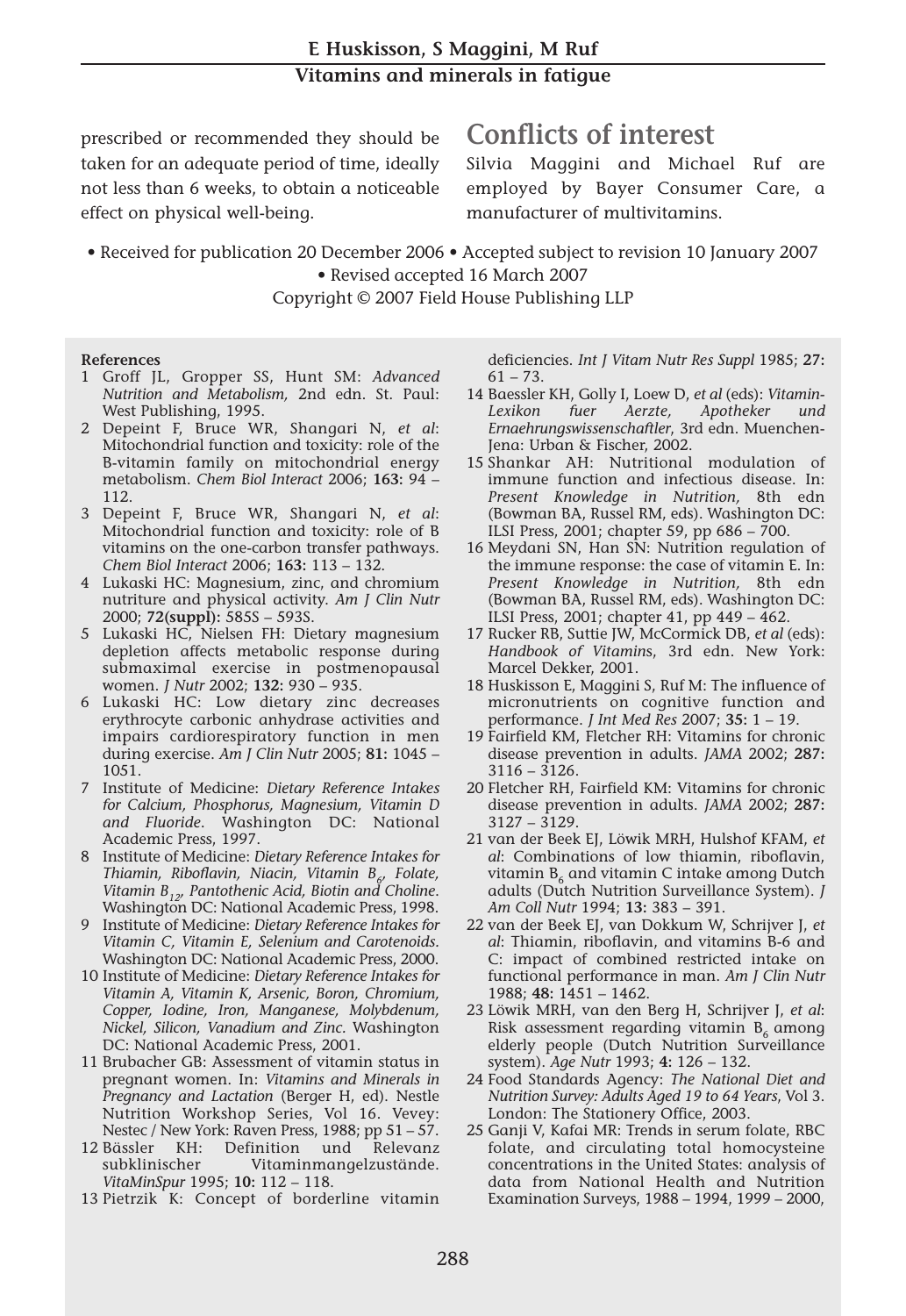prescribed or recommended they should be taken for an adequate period of time, ideally not less than 6 weeks, to obtain a noticeable effect on physical well-being.

## Conflicts of interest

Silvia Maggini and Michael Ruf are employed by Bayer Consumer Care, a manufacturer of multivitamins.

• Received for publication 20 December 2006 • Accepted subject to revision 10 January 2007 • Revised accepted 16 March 2007

Copyright © 2007 Field House Publishing LLP

**References**

1. Groff JL, Gropper SS, Hunt SM: *Advanced Nutrition and Metabolism,* 2nd edn. St. Paul: West Publishing, 1995.
2. Depeint F, Bruce WR, Shangari N, *et al*: Mitochondrial function and toxicity: role of the B-vitamin family on mitochondrial energy metabolism. *Chem Biol Interact* 2006; **163:** 94 – 112.
3. Depeint F, Bruce WR, Shangari N, *et al*: Mitochondrial function and toxicity: role of B vitamins on the one-carbon transfer pathways. *Chem Biol Interact* 2006; **163:** 113 – 132.
4. Lukaski HC: Magnesium, zinc, and chromium nutriture and physical activity. *Am J Clin Nutr* 2000; **72(suppl):** 585S – 593S.
5. Lukaski HC, Nielsen FH: Dietary magnesium depletion affects metabolic response during submaximal exercise in postmenopausal women. *J Nutr* 2002; **132:** 930 – 935.
6. Lukaski HC: Low dietary zinc decreases erythrocyte carbonic anhydrase activities and impairs cardiorespiratory function in men during exercise. *Am J Clin Nutr* 2005; **81:** 1045 – 1051.
7. Institute of Medicine: *Dietary Reference Intakes for Calcium, Phosphorus, Magnesium, Vitamin D and Fluoride*. Washington DC: National Academic Press, 1997.
8. Institute of Medicine: *Dietary Reference Intakes for Thiamin, Riboflavin, Niacin, Vitamin $B_6$, Folate, Vitamin $B_{12}$, Pantothenic Acid, Biotin and Choline*. Washington DC: National Academic Press, 1998.
9. Institute of Medicine: *Dietary Reference Intakes for Vitamin C, Vitamin E, Selenium and Carotenoids*. Washington DC: National Academic Press, 2000.
10. Institute of Medicine: *Dietary Reference Intakes for Vitamin A, Vitamin K, Arsenic, Boron, Chromium, Copper, Iodine, Iron, Manganese, Molybdenum, Nickel, Silicon, Vanadium and Zinc*. Washington DC: National Academic Press, 2001.
11. Brubacher GB: Assessment of vitamin status in pregnant women. In: *Vitamins and Minerals in Pregnancy and Lactation* (Berger H, ed). Nestle Nutrition Workshop Series, Vol 16. Vevey: Nestec / New York: Raven Press, 1988; pp 51 – 57.
12. Bässler KH: Definition und Relevanz subklinischer Vitaminmangelzustände. *VitaMinSpur* 1995; **10:** 112 – 118.
13. Pietrzik K: Concept of borderline vitamin deficiencies. *Int J Vitam Nutr Res Suppl* 1985; **27:** 61 – 73.
14. Baessler KH, Golly I, Loew D, *et al* (eds): *Vitamin-Lexikon fuer Aerzte, Apotheker und Ernaehrungswissenschaftler*, 3rd edn. Muenchen-Jena: Urban & Fischer, 2002.
15. Shankar AH: Nutritional modulation of immune function and infectious disease. In: *Present Knowledge in Nutrition,* 8th edn (Bowman BA, Russel RM, eds). Washington DC: ILSI Press, 2001; chapter 59, pp 686 – 700.
16. Meydani SN, Han SN: Nutrition regulation of the immune response: the case of vitamin E. In: *Present Knowledge in Nutrition,* 8th edn (Bowman BA, Russel RM, eds). Washington DC: ILSI Press, 2001; chapter 41, pp 449 – 462.
17. Rucker RB, Suttie JW, McCormick DB, *et al* (eds): *Handbook of Vitamins*, 3rd edn. New York: Marcel Dekker, 2001.
18. Huskisson E, Maggini S, Ruf M: The influence of micronutrients on cognitive function and performance. *J Int Med Res* 2007; **35:** 1 – 19.
19. Fairfield KM, Fletcher RH: Vitamins for chronic disease prevention in adults. *JAMA* 2002; **287:** 3116 – 3126.
20. Fletcher RH, Fairfield KM: Vitamins for chronic disease prevention in adults. *JAMA* 2002; **287:** 3127 – 3129.
21. van der Beek EJ, Löwik MRH, Hulshof KFAM, *et al*: Combinations of low thiamin, riboflavin, vitamin $B_6$ and vitamin C intake among Dutch adults (Dutch Nutrition Surveillance System). *J Am Coll Nutr* 1994; **13:** 383 – 391.
22. van der Beek EJ, van Dokkum W, Schrijver J, *et al*: Thiamin, riboflavin, and vitamins B-6 and C: impact of combined restricted intake on functional performance in man. *Am J Clin Nutr* 1988; **48:** 1451 – 1462.
23. Löwik MRH, van den Berg H, Schrijver J, *et al*: Risk assessment regarding vitamin $B_6$ among elderly people (Dutch Nutrition Surveillance system). *Age Nutr* 1993; **4:** 126 – 132.
24. Food Standards Agency: *The National Diet and Nutrition Survey: Adults Aged 19 to 64 Years*, Vol 3. London: The Stationery Office, 2003.
25. Ganji V, Kafai MR: Trends in serum folate, RBC folate, and circulating total homocysteine concentrations in the United States: analysis of data from National Health and Nutrition Examination Surveys, 1988 – 1994, 1999 – 2000,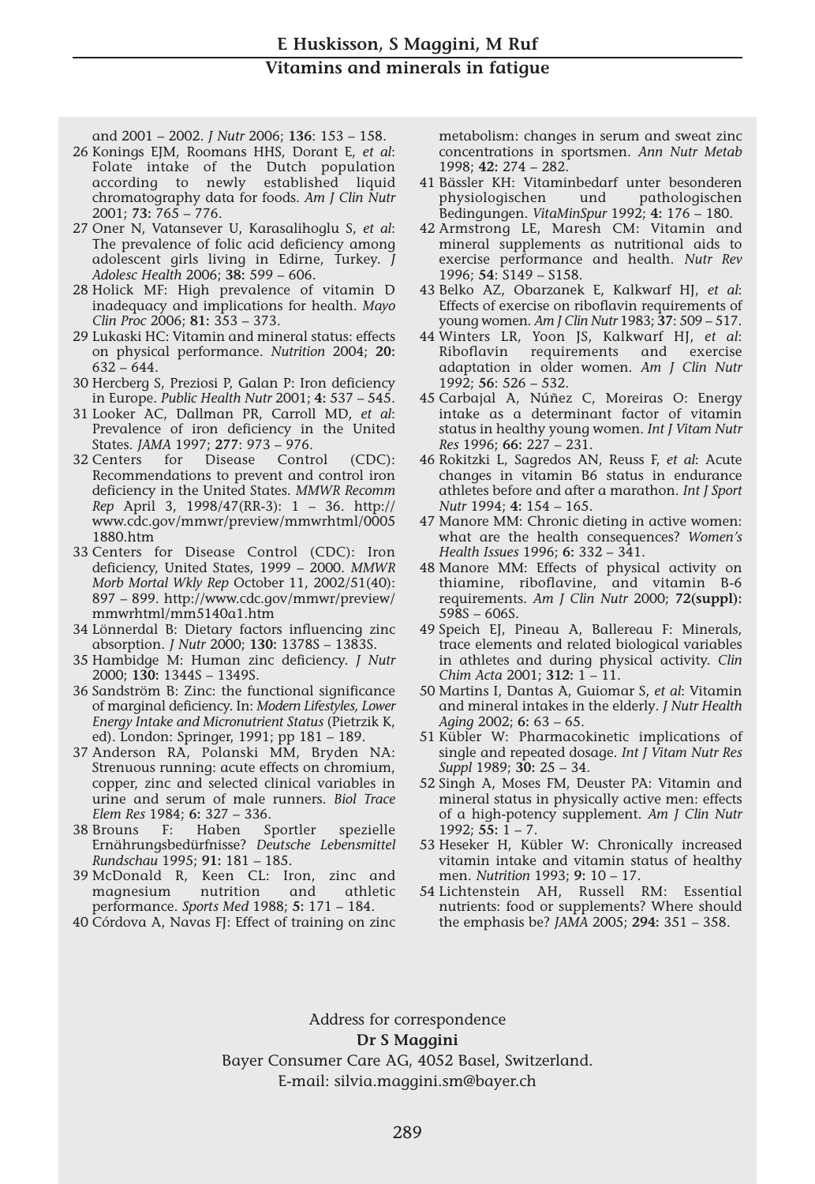and 2001 – 2002. *J Nutr* 2006; **136**: 153 – 158.

26 Konings EJM, Roomans HHS, Dorant E, *et al*: Folate intake of the Dutch population according to newly established liquid chromatography data for foods. *Am J Clin Nutr* 2001; **73:** 765 – 776.

27 Oner N, Vatansever U, Karasalihoglu S, *et al*: The prevalence of folic acid deficiency among adolescent girls living in Edirne, Turkey. *J Adolesc Health* 2006; **38:** 599 – 606.

28 Holick MF: High prevalence of vitamin D inadequacy and implications for health. *Mayo Clin Proc* 2006; **81:** 353 – 373.

29 Lukaski HC: Vitamin and mineral status: effects on physical performance. *Nutrition* 2004; **20:** 632 – 644.

30 Hercberg S, Preziosi P, Galan P: Iron deficiency in Europe. *Public Health Nutr* 2001; **4:** 537 – 545.

31 Looker AC, Dallman PR, Carroll MD, *et al*: Prevalence of iron deficiency in the United States. *JAMA* 1997; **277**: 973 – 976.

32 Centers for Disease Control (CDC): Recommendations to prevent and control iron deficiency in the United States. *MMWR Recomm Rep* April 3, 1998/47(RR-3): 1 – 36. http://www.cdc.gov/mmwr/preview/mmwrhtml/00051880.htm

33 Centers for Disease Control (CDC): Iron deficiency, United States, 1999 – 2000. *MMWR Morb Mortal Wkly Rep* October 11, 2002/51(40): 897 – 899. http://www.cdc.gov/mmwr/preview/mmwrhtml/mm5140a1.htm

34 Lönnerdal B: Dietary factors influencing zinc absorption. *J Nutr* 2000; **130:** 1378S – 1383S.

35 Hambidge M: Human zinc deficiency. *J Nutr* 2000; **130:** 1344S – 1349S.

36 Sandström B: Zinc: the functional significance of marginal deficiency. In: *Modern Lifestyles, Lower Energy Intake and Micronutrient Status* (Pietrzik K, ed). London: Springer, 1991; pp 181 – 189.

37 Anderson RA, Polanski MM, Bryden NA: Strenuous running: acute effects on chromium, copper, zinc and selected clinical variables in urine and serum of male runners. *Biol Trace Elem Res* 1984; **6:** 327 – 336.

38 Brouns F: Haben Sportler spezielle Ernährungsbedürfnisse? *Deutsche Lebensmittel Rundschau* 1995; **91:** 181 – 185.

39 McDonald R, Keen CL: Iron, zinc and magnesium nutrition and athletic performance. *Sports Med* 1988; **5:** 171 – 184.

40 Córdova A, Navas FJ: Effect of training on zinc metabolism: changes in serum and sweat zinc concentrations in sportsmen. *Ann Nutr Metab* 1998; **42:** 274 – 282.

41 Bässler KH: Vitaminbedarf unter besonderen physiologischen und pathologischen Bedingungen. *VitaMinSpur* 1992; **4:** 176 – 180.

42 Armstrong LE, Maresh CM: Vitamin and mineral supplements as nutritional aids to exercise performance and health. *Nutr Rev* 1996; **54**: S149 – S158.

43 Belko AZ, Obarzanek E, Kalkwarf HJ, *et al*: Effects of exercise on riboflavin requirements of young women. *Am J Clin Nutr* 1983; **37**: 509 – 517.

44 Winters LR, Yoon JS, Kalkwarf HJ, *et al*: Riboflavin requirements and exercise adaptation in older women. *Am J Clin Nutr* 1992; **56**: 526 – 532.

45 Carbajal A, Núñez C, Moreiras O: Energy intake as a determinant factor of vitamin status in healthy young women. *Int J Vitam Nutr Res* 1996; **66:** 227 – 231.

46 Rokitzki L, Sagredos AN, Reuss F, *et al*: Acute changes in vitamin B6 status in endurance athletes before and after a marathon. *Int J Sport Nutr* 1994; **4:** 154 – 165.

47 Manore MM: Chronic dieting in active women: what are the health consequences? *Women's Health Issues* 1996; **6:** 332 – 341.

48 Manore MM: Effects of physical activity on thiamine, riboflavine, and vitamin B-6 requirements. *Am J Clin Nutr* 2000; **72(suppl):** 598S – 606S.

49 Speich EJ, Pineau A, Ballereau F: Minerals, trace elements and related biological variables in athletes and during physical activity. *Clin Chim Acta* 2001; **312:** 1 – 11.

50 Martins I, Dantas A, Guiomar S, *et al*: Vitamin and mineral intakes in the elderly. *J Nutr Health Aging* 2002; **6:** 63 – 65.

51 Kübler W: Pharmacokinetic implications of single and repeated dosage. *Int J Vitam Nutr Res Suppl* 1989; **30:** 25 – 34.

52 Singh A, Moses FM, Deuster PA: Vitamin and mineral status in physically active men: effects of a high-potency supplement. *Am J Clin Nutr* 1992; **55:** 1 – 7.

53 Heseker H, Kübler W: Chronically increased vitamin intake and vitamin status of healthy men. *Nutrition* 1993; **9:** 10 – 17.

54 Lichtenstein AH, Russell RM: Essential nutrients: food or supplements? Where should the emphasis be? *JAMA* 2005; **294:** 351 – 358.

Address for correspondence
**Dr S Maggini**
Bayer Consumer Care AG, 4052 Basel, Switzerland.
E-mail: silvia.maggini.sm@bayer.ch